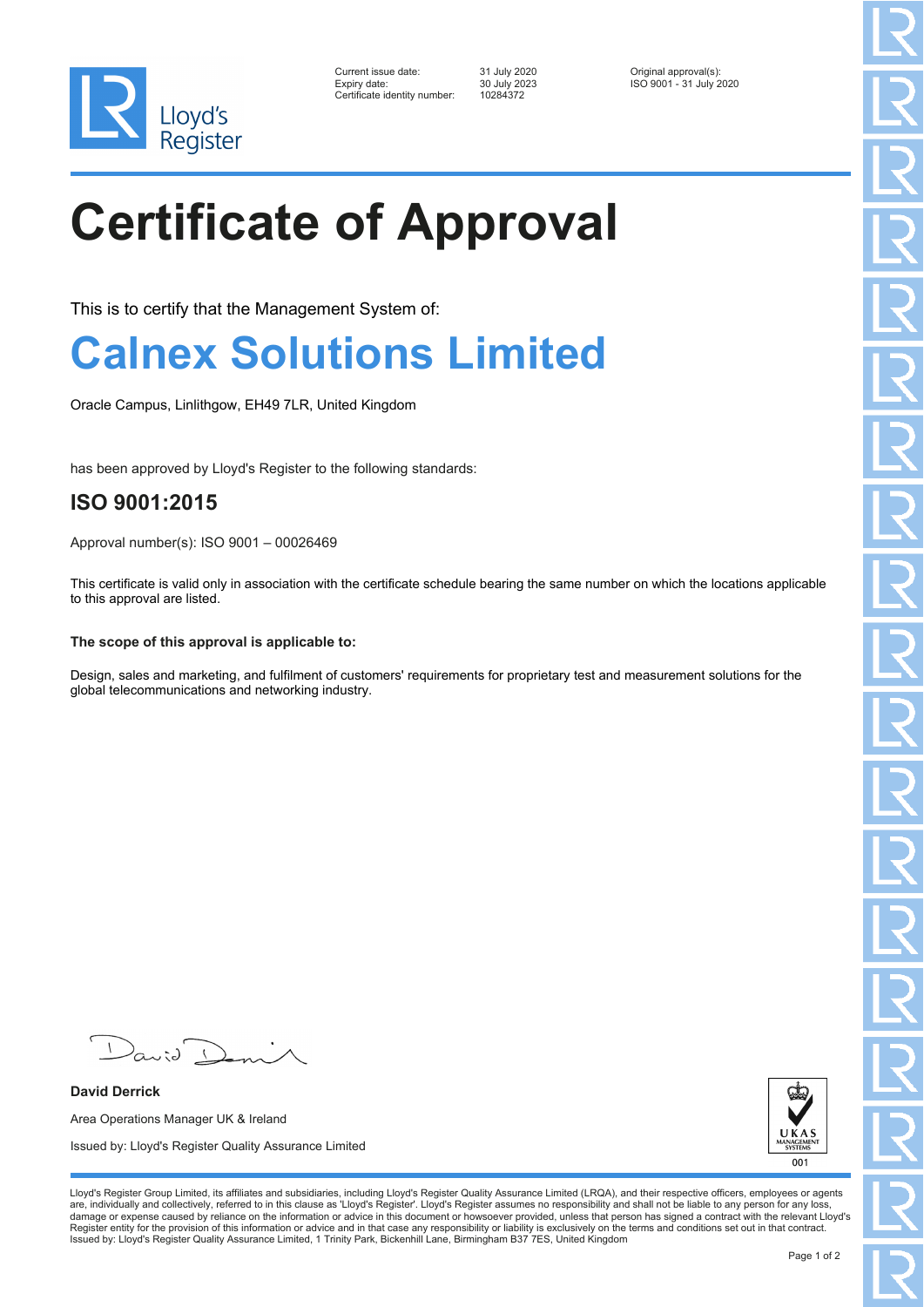Lloyd's Register

| | | |
|---|---|---|
| Current issue date: | 31 July 2020 | Original approval(s): |
| Expiry date: | 30 July 2023 | ISO 9001 - 31 July 2020 |
| Certificate identity number: | 10284372 | |

# Certificate of Approval

This is to certify that the Management System of:

## Calnex Solutions Limited

Oracle Campus, Linlithgow, EH49 7LR, United Kingdom

has been approved by Lloyd's Register to the following standards:

### ISO 9001:2015

Approval number(s): ISO 9001 – 00026469

This certificate is valid only in association with the certificate schedule bearing the same number on which the locations applicable to this approval are listed.

**The scope of this approval is applicable to:**

Design, sales and marketing, and fulfilment of customers' requirements for proprietary test and measurement solutions for the global telecommunications and networking industry.

**David Derrick**

Area Operations Manager UK & Ireland

Issued by: Lloyd's Register Quality Assurance Limited

UKAS MANAGEMENT SYSTEMS 001

Lloyd's Register Group Limited, its affiliates and subsidiaries, including Lloyd's Register Quality Assurance Limited (LRQA), and their respective officers, employees or agents are, individually and collectively, referred to in this clause as 'Lloyd's Register'. Lloyd's Register assumes no responsibility and shall not be liable to any person for any loss, damage or expense caused by reliance on the information or advice in this document or howsoever provided, unless that person has signed a contract with the relevant Lloyd's Register entity for the provision of this information or advice and in that case any responsibility or liability is exclusively on the terms and conditions set out in that contract.
Issued by: Lloyd's Register Quality Assurance Limited, 1 Trinity Park, Bickenhill Lane, Birmingham B37 7ES, United Kingdom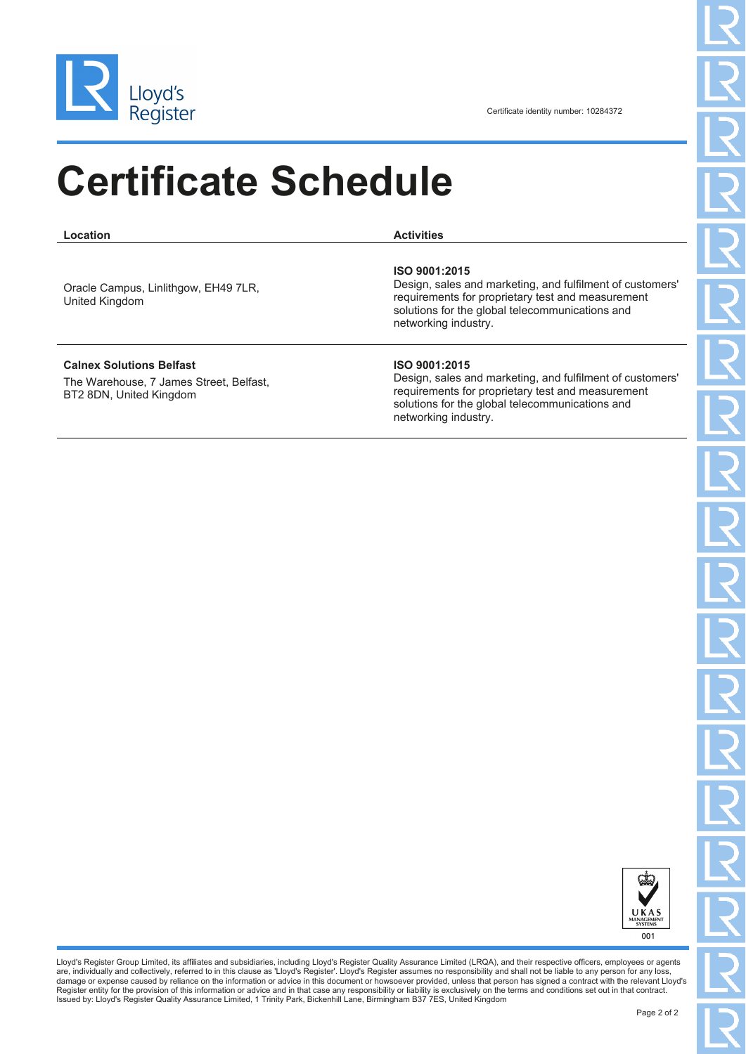Lloyd's Register

Certificate identity number: 10284372

# Certificate Schedule

| Location | Activities |
|---|---|
| Oracle Campus, Linlithgow, EH49 7LR, United Kingdom | **ISO 9001:2015** Design, sales and marketing, and fulfilment of customers' requirements for proprietary test and measurement solutions for the global telecommunications and networking industry. |
| **Calnex Solutions Belfast** The Warehouse, 7 James Street, Belfast, BT2 8DN, United Kingdom | **ISO 9001:2015** Design, sales and marketing, and fulfilment of customers' requirements for proprietary test and measurement solutions for the global telecommunications and networking industry. |

UKAS MANAGEMENT SYSTEMS 001

Lloyd's Register Group Limited, its affiliates and subsidiaries, including Lloyd's Register Quality Assurance Limited (LRQA), and their respective officers, employees or agents are, individually and collectively, referred to in this clause as 'Lloyd's Register'. Lloyd's Register assumes no responsibility and shall not be liable to any person for any loss, damage or expense caused by reliance on the information or advice in this document or howsoever provided, unless that person has signed a contract with the relevant Lloyd's Register entity for the provision of this information or advice and in that case any responsibility or liability is exclusively on the terms and conditions set out in that contract.
Issued by: Lloyd's Register Quality Assurance Limited, 1 Trinity Park, Bickenhill Lane, Birmingham B37 7ES, United Kingdom